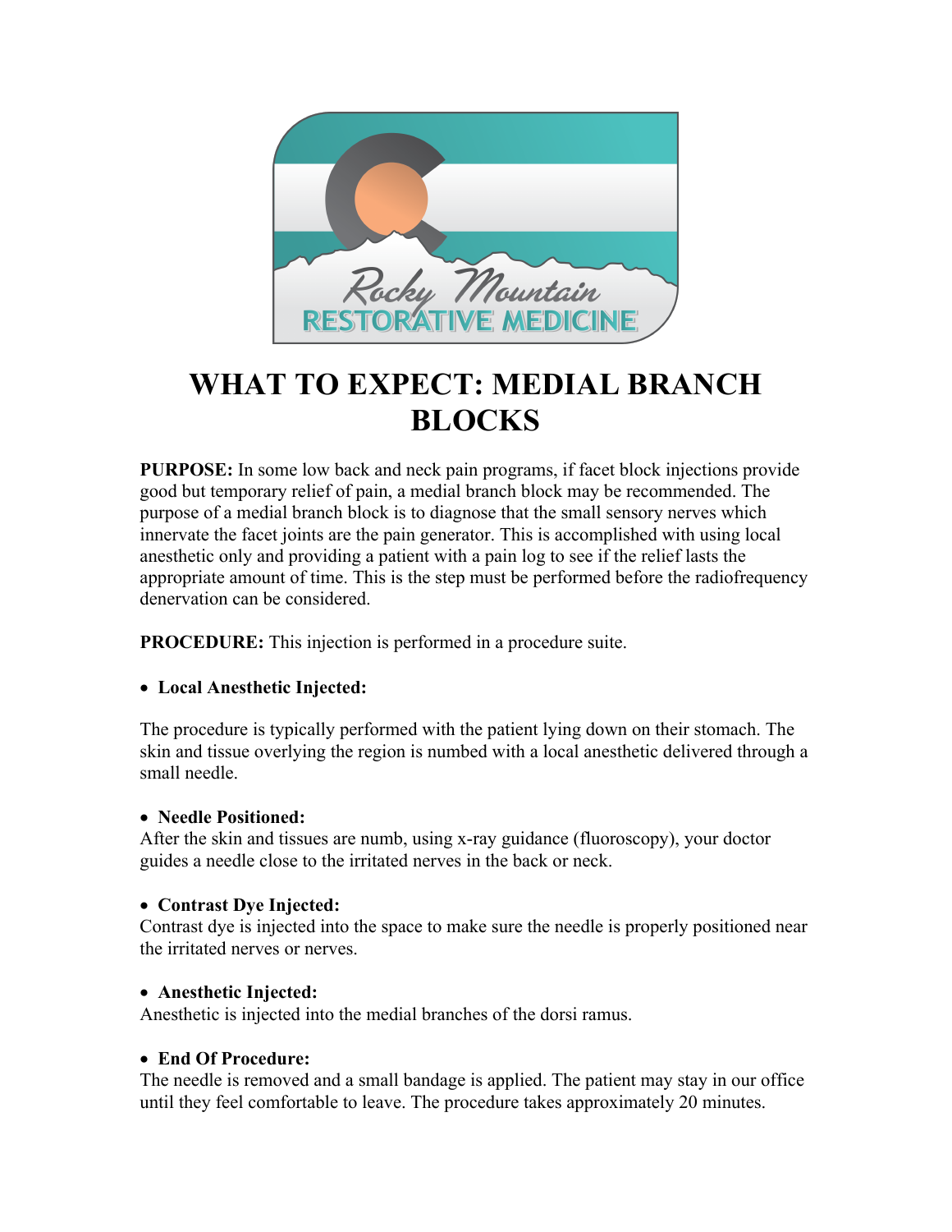# WHAT TO EXPECT: MEDIAL BRANCH BLOCKS

**PURPOSE:** In some low back and neck pain programs, if facet block injections provide good but temporary relief of pain, a medial branch block may be recommended. The purpose of a medial branch block is to diagnose that the small sensory nerves which innervate the facet joints are the pain generator. This is accomplished with using local anesthetic only and providing a patient with a pain log to see if the relief lasts the appropriate amount of time. This is the step must be performed before the radiofrequency denervation can be considered.

**PROCEDURE:** This injection is performed in a procedure suite.

- **Local Anesthetic Injected:**

The procedure is typically performed with the patient lying down on their stomach. The skin and tissue overlying the region is numbed with a local anesthetic delivered through a small needle.

- **Needle Positioned:**

After the skin and tissues are numb, using x-ray guidance (fluoroscopy), your doctor guides a needle close to the irritated nerves in the back or neck.

- **Contrast Dye Injected:**

Contrast dye is injected into the space to make sure the needle is properly positioned near the irritated nerves or nerves.

- **Anesthetic Injected:**

Anesthetic is injected into the medial branches of the dorsi ramus.

- **End Of Procedure:**

The needle is removed and a small bandage is applied. The patient may stay in our office until they feel comfortable to leave. The procedure takes approximately 20 minutes.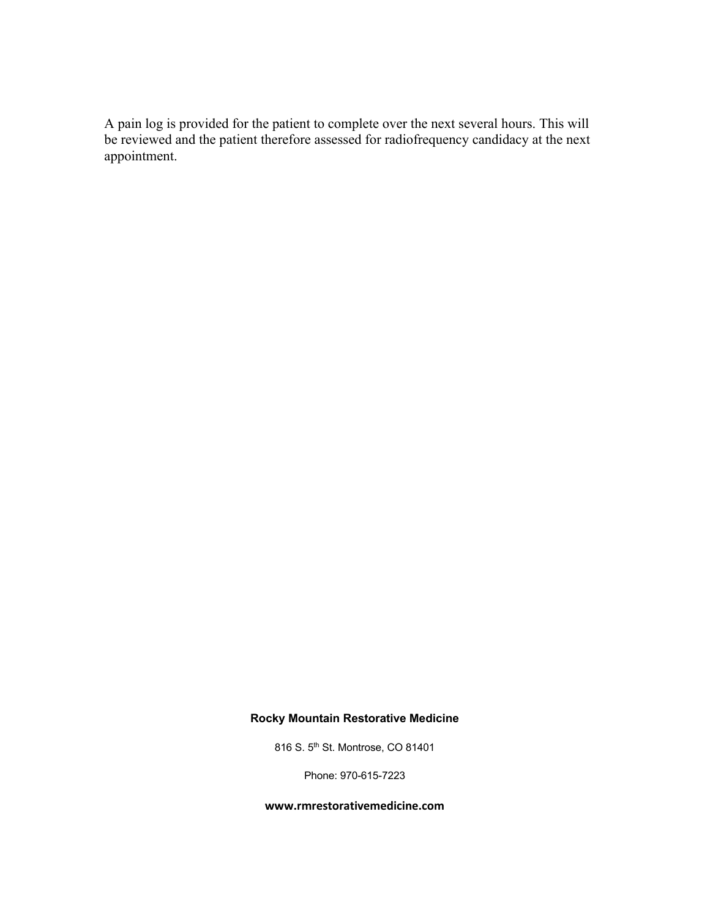A pain log is provided for the patient to complete over the next several hours. This will be reviewed and the patient therefore assessed for radiofrequency candidacy at the next appointment.